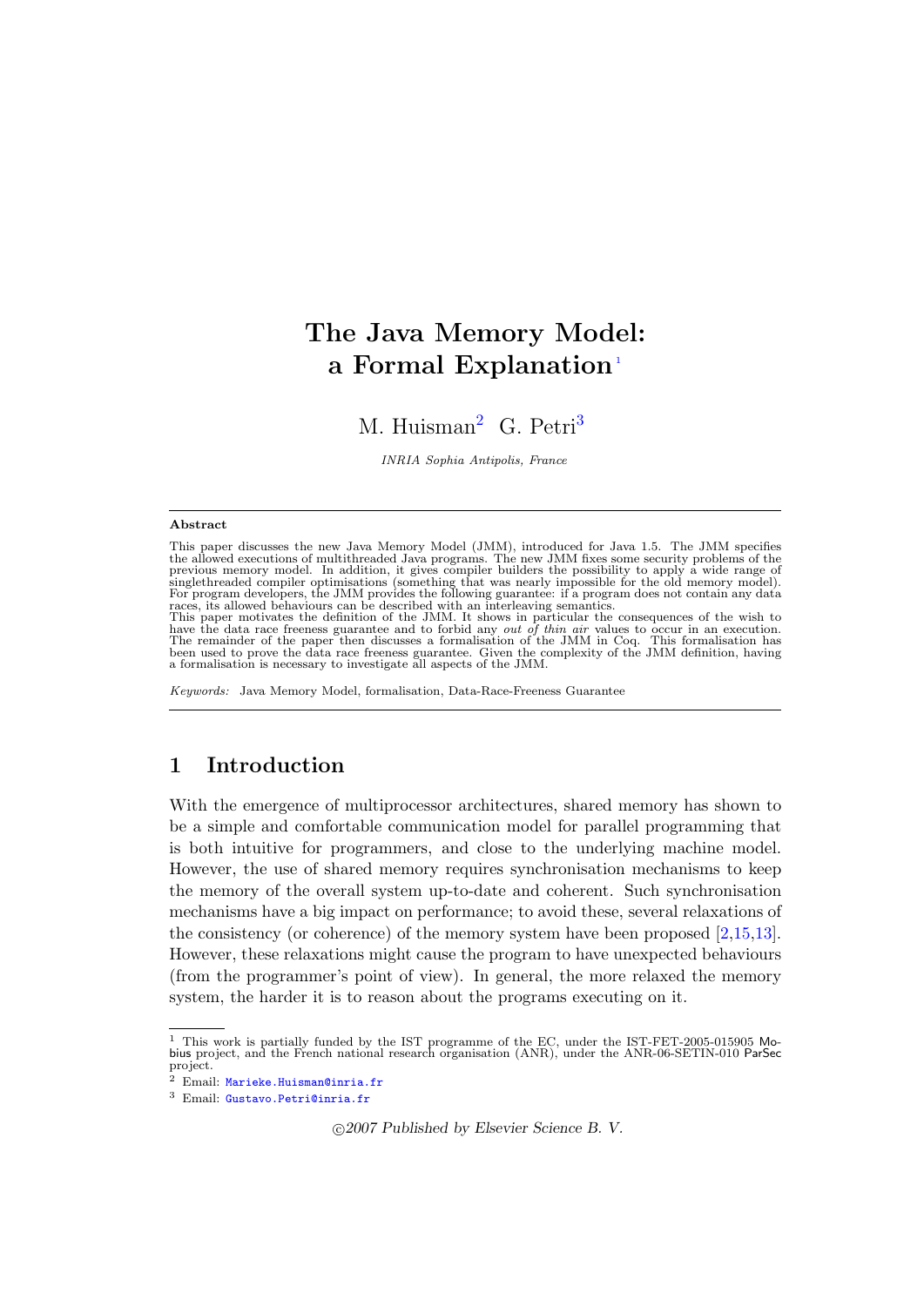# The Java Memory Model: a Formal Explanation [1]

M. Huisman [2] G. Petri [3]

*INRIA Sophia Antipolis, France*

---

**Abstract**

This paper discusses the new Java Memory Model (JMM), introduced for Java 1.5. The JMM specifies the allowed executions of multithreaded Java programs. The new JMM fixes some security problems of the previous memory model. In addition, it gives compiler builders the possibility to apply a wide range of singlethreaded compiler optimisations (something that was nearly impossible for the old memory model). For program developers, the JMM provides the following guarantee: if a program does not contain any data races, its allowed behaviours can be described with an interleaving semantics.
This paper motivates the definition of the JMM. It shows in particular the consequences of the wish to have the data race freeness guarantee and to forbid any *out of thin air* values to occur in an execution. The remainder of the paper then discusses a formalisation of the JMM in Coq. This formalisation has been used to prove the data race freeness guarantee. Given the complexity of the JMM definition, having a formalisation is necessary to investigate all aspects of the JMM.

*Keywords:* Java Memory Model, formalisation, Data-Race-Freeness Guarantee

---

## 1 Introduction

With the emergence of multiprocessor architectures, shared memory has shown to be a simple and comfortable communication model for parallel programming that is both intuitive for programmers, and close to the underlying machine model. However, the use of shared memory requires synchronisation mechanisms to keep the memory of the overall system up-to-date and coherent. Such synchronisation mechanisms have a big impact on performance; to avoid these, several relaxations of the consistency (or coherence) of the memory system have been proposed [2,15,13]. However, these relaxations might cause the program to have unexpected behaviours (from the programmer's point of view). In general, the more relaxed the memory system, the harder it is to reason about the programs executing on it.

---

[1] This work is partially funded by the IST programme of the EC, under the IST-FET-2005-015905 Mobius project, and the French national research organisation (ANR), under the ANR-06-SETIN-010 ParSec project.

[2] Email: Marieke.Huisman@inria.fr

[3] Email: Gustavo.Petri@inria.fr

©2007 Published by Elsevier Science B. V.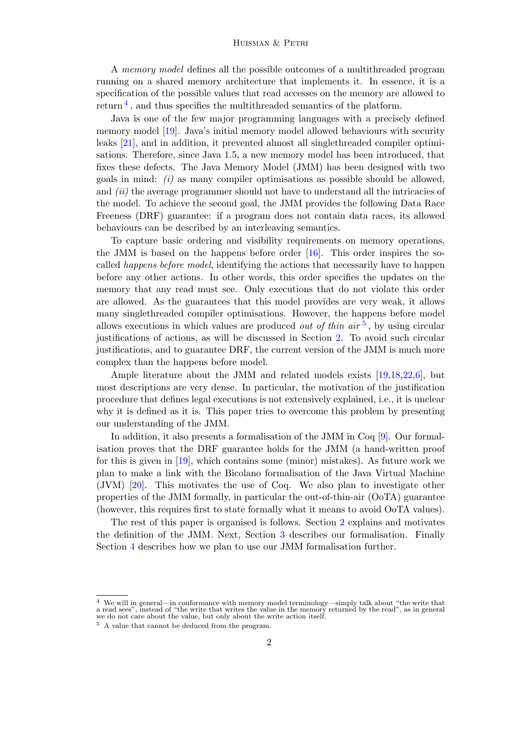A *memory model* defines all the possible outcomes of a multithreaded program running on a shared memory architecture that implements it. In essence, it is a specification of the possible values that read accesses on the memory are allowed to return [4], and thus specifies the multithreaded semantics of the platform.

Java is one of the few major programming languages with a precisely defined memory model [19]. Java's initial memory model allowed behaviours with security leaks [21], and in addition, it prevented almost all singlethreaded compiler optimisations. Therefore, since Java 1.5, a new memory model has been introduced, that fixes these defects. The Java Memory Model (JMM) has been designed with two goals in mind: *(i)* as many compiler optimisations as possible should be allowed, and *(ii)* the average programmer should not have to understand all the intricacies of the model. To achieve the second goal, the JMM provides the following Data Race Freeness (DRF) guarantee: if a program does not contain data races, its allowed behaviours can be described by an interleaving semantics.

To capture basic ordering and visibility requirements on memory operations, the JMM is based on the happens before order [16]. This order inspires the so-called *happens before model*, identifying the actions that necessarily have to happen before any other actions. In other words, this order specifies the updates on the memory that any read must see. Only executions that do not violate this order are allowed. As the guarantees that this model provides are very weak, it allows many singlethreaded compiler optimisations. However, the happens before model allows executions in which values are produced *out of thin air* [5], by using circular justifications of actions, as will be discussed in Section 2. To avoid such circular justifications, and to guarantee DRF, the current version of the JMM is much more complex than the happens before model.

Ample literature about the JMM and related models exists [19,18,22,6], but most descriptions are very dense. In particular, the motivation of the justification procedure that defines legal executions is not extensively explained, i.e., it is unclear why it is defined as it is. This paper tries to overcome this problem by presenting our understanding of the JMM.

In addition, it also presents a formalisation of the JMM in Coq [9]. Our formalisation proves that the DRF guarantee holds for the JMM (a hand-written proof for this is given in [19], which contains some (minor) mistakes). As future work we plan to make a link with the Bicolano formalisation of the Java Virtual Machine (JVM) [20]. This motivates the use of Coq. We also plan to investigate other properties of the JMM formally, in particular the out-of-thin-air (OoTA) guarantee (however, this requires first to state formally what it means to avoid OoTA values).

The rest of this paper is organised is follows. Section 2 explains and motivates the definition of the JMM. Next, Section 3 describes our formalisation. Finally Section 4 describes how we plan to use our JMM formalisation further.

[4] We will in general—in conformance with memory model terminology—simply talk about "the write that a read sees", instead of "the write that writes the value in the memory returned by the read", as in general we do not care about the value, but only about the write action itself.

[5] A value that cannot be deduced from the program.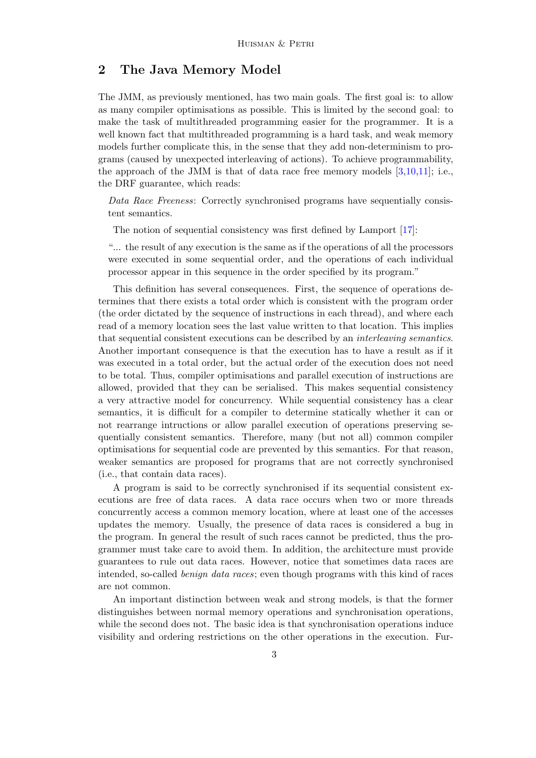## 2 The Java Memory Model

The JMM, as previously mentioned, has two main goals. The first goal is: to allow as many compiler optimisations as possible. This is limited by the second goal: to make the task of multithreaded programming easier for the programmer. It is a well known fact that multithreaded programming is a hard task, and weak memory models further complicate this, in the sense that they add non-determinism to programs (caused by unexpected interleaving of actions). To achieve programmability, the approach of the JMM is that of data race free memory models [3,10,11]; i.e., the DRF guarantee, which reads:

*Data Race Freeness*: Correctly synchronised programs have sequentially consistent semantics.

The notion of sequential consistency was first defined by Lamport [17]:

"... the result of any execution is the same as if the operations of all the processors were executed in some sequential order, and the operations of each individual processor appear in this sequence in the order specified by its program."

This definition has several consequences. First, the sequence of operations determines that there exists a total order which is consistent with the program order (the order dictated by the sequence of instructions in each thread), and where each read of a memory location sees the last value written to that location. This implies that sequential consistent executions can be described by an *interleaving semantics*. Another important consequence is that the execution has to have a result as if it was executed in a total order, but the actual order of the execution does not need to be total. Thus, compiler optimisations and parallel execution of instructions are allowed, provided that they can be serialised. This makes sequential consistency a very attractive model for concurrency. While sequential consistency has a clear semantics, it is difficult for a compiler to determine statically whether it can or not rearrange intructions or allow parallel execution of operations preserving sequentially consistent semantics. Therefore, many (but not all) common compiler optimisations for sequential code are prevented by this semantics. For that reason, weaker semantics are proposed for programs that are not correctly synchronised (i.e., that contain data races).

A program is said to be correctly synchronised if its sequential consistent executions are free of data races. A data race occurs when two or more threads concurrently access a common memory location, where at least one of the accesses updates the memory. Usually, the presence of data races is considered a bug in the program. In general the result of such races cannot be predicted, thus the programmer must take care to avoid them. In addition, the architecture must provide guarantees to rule out data races. However, notice that sometimes data races are intended, so-called *benign data races*; even though programs with this kind of races are not common.

An important distinction between weak and strong models, is that the former distinguishes between normal memory operations and synchronisation operations, while the second does not. The basic idea is that synchronisation operations induce visibility and ordering restrictions on the other operations in the execution. Fur-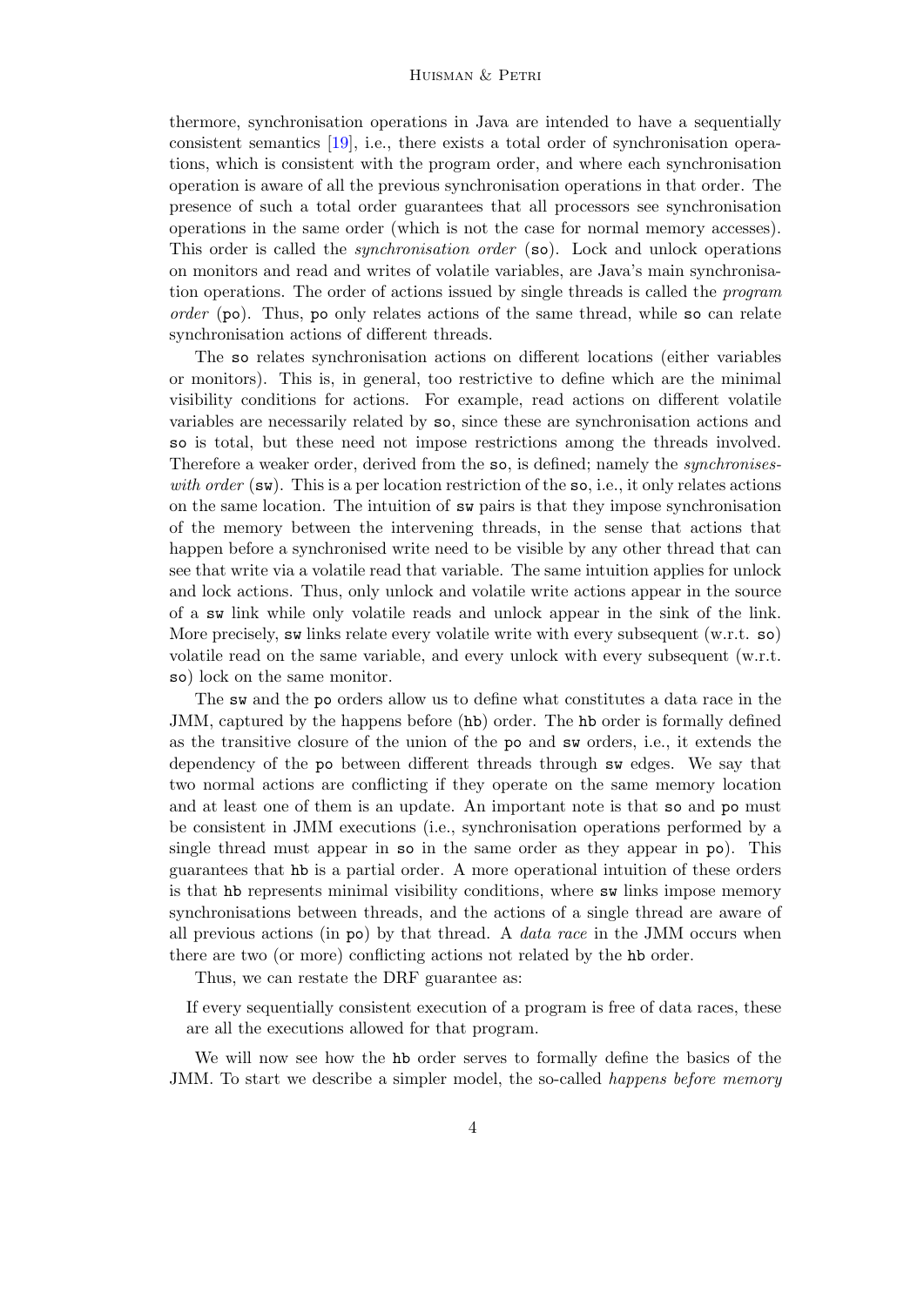thermore, synchronisation operations in Java are intended to have a sequentially consistent semantics [19], i.e., there exists a total order of synchronisation operations, which is consistent with the program order, and where each synchronisation operation is aware of all the previous synchronisation operations in that order. The presence of such a total order guarantees that all processors see synchronisation operations in the same order (which is not the case for normal memory accesses). This order is called the *synchronisation order* (`so`). Lock and unlock operations on monitors and read and writes of volatile variables, are Java's main synchronisation operations. The order of actions issued by single threads is called the *program order* (`po`). Thus, `po` only relates actions of the same thread, while `so` can relate synchronisation actions of different threads.

The `so` relates synchronisation actions on different locations (either variables or monitors). This is, in general, too restrictive to define which are the minimal visibility conditions for actions. For example, read actions on different volatile variables are necessarily related by `so`, since these are synchronisation actions and `so` is total, but these need not impose restrictions among the threads involved. Therefore a weaker order, derived from the `so`, is defined; namely the *synchronises-with order* (`sw`). This is a per location restriction of the `so`, i.e., it only relates actions on the same location. The intuition of `sw` pairs is that they impose synchronisation of the memory between the intervening threads, in the sense that actions that happen before a synchronised write need to be visible by any other thread that can see that write via a volatile read that variable. The same intuition applies for unlock and lock actions. Thus, only unlock and volatile write actions appear in the source of a `sw` link while only volatile reads and unlock appear in the sink of the link. More precisely, `sw` links relate every volatile write with every subsequent (w.r.t. `so`) volatile read on the same variable, and every unlock with every subsequent (w.r.t. `so`) lock on the same monitor.

The `sw` and the `po` orders allow us to define what constitutes a data race in the JMM, captured by the happens before (`hb`) order. The `hb` order is formally defined as the transitive closure of the union of the `po` and `sw` orders, i.e., it extends the dependency of the `po` between different threads through `sw` edges. We say that two normal actions are conflicting if they operate on the same memory location and at least one of them is an update. An important note is that `so` and `po` must be consistent in JMM executions (i.e., synchronisation operations performed by a single thread must appear in `so` in the same order as they appear in `po`). This guarantees that `hb` is a partial order. A more operational intuition of these orders is that `hb` represents minimal visibility conditions, where `sw` links impose memory synchronisations between threads, and the actions of a single thread are aware of all previous actions (in `po`) by that thread. A *data race* in the JMM occurs when there are two (or more) conflicting actions not related by the `hb` order.

Thus, we can restate the DRF guarantee as:

> If every sequentially consistent execution of a program is free of data races, these are all the executions allowed for that program.

We will now see how the `hb` order serves to formally define the basics of the JMM. To start we describe a simpler model, the so-called *happens before memory*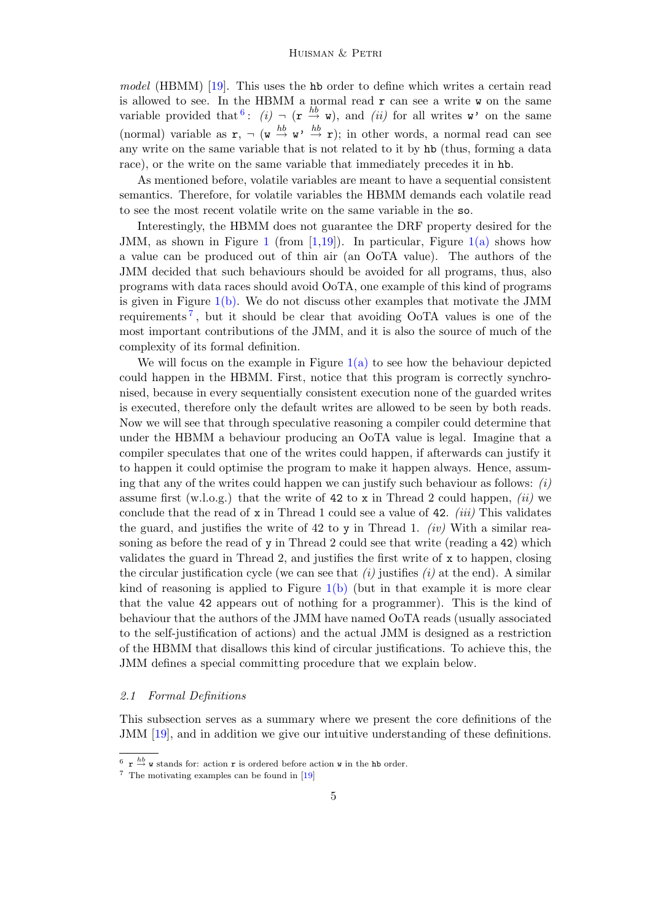*model* (HBMM) [19]. This uses the `hb` order to define which writes a certain read is allowed to see. In the HBMM a normal read `r` can see a write `w` on the same variable provided that[6]: *(i)* $\neg$ (`r` $\xrightarrow{hb}$ `w`), and *(ii)* for all writes `w'` on the same (normal) variable as `r`, $\neg$ (`w` $\xrightarrow{hb}$ `w'` $\xrightarrow{hb}$ `r`); in other words, a normal read can see any write on the same variable that is not related to it by `hb` (thus, forming a data race), or the write on the same variable that immediately precedes it in `hb`.

As mentioned before, volatile variables are meant to have a sequential consistent semantics. Therefore, for volatile variables the HBMM demands each volatile read to see the most recent volatile write on the same variable in the `so`.

Interestingly, the HBMM does not guarantee the DRF property desired for the JMM, as shown in Figure 1 (from [1,19]). In particular, Figure 1(a) shows how a value can be produced out of thin air (an OoTA value). The authors of the JMM decided that such behaviours should be avoided for all programs, thus, also programs with data races should avoid OoTA, one example of this kind of programs is given in Figure 1(b). We do not discuss other examples that motivate the JMM requirements[7], but it should be clear that avoiding OoTA values is one of the most important contributions of the JMM, and it is also the source of much of the complexity of its formal definition.

We will focus on the example in Figure 1(a) to see how the behaviour depicted could happen in the HBMM. First, notice that this program is correctly synchronised, because in every sequentially consistent execution none of the guarded writes is executed, therefore only the default writes are allowed to be seen by both reads. Now we will see that through speculative reasoning a compiler could determine that under the HBMM a behaviour producing an OoTA value is legal. Imagine that a compiler speculates that one of the writes could happen, if afterwards can justify it to happen it could optimise the program to make it happen always. Hence, assuming that any of the writes could happen we can justify such behaviour as follows: *(i)* assume first (w.l.o.g.) that the write of `42` to `x` in Thread 2 could happen, *(ii)* we conclude that the read of `x` in Thread 1 could see a value of `42`. *(iii)* This validates the guard, and justifies the write of 42 to `y` in Thread 1. *(iv)* With a similar reasoning as before the read of `y` in Thread 2 could see that write (reading a `42`) which validates the guard in Thread 2, and justifies the first write of `x` to happen, closing the circular justification cycle (we can see that *(i)* justifies *(i)* at the end). A similar kind of reasoning is applied to Figure 1(b) (but in that example it is more clear that the value `42` appears out of nothing for a programmer). This is the kind of behaviour that the authors of the JMM have named OoTA reads (usually associated to the self-justification of actions) and the actual JMM is designed as a restriction of the HBMM that disallows this kind of circular justifications. To achieve this, the JMM defines a special committing procedure that we explain below.

### 2.1 Formal Definitions

This subsection serves as a summary where we present the core definitions of the JMM [19], and in addition we give our intuitive understanding of these definitions.

---

[6] `r` $\xrightarrow{hb}$ `w` stands for: action `r` is ordered before action `w` in the `hb` order.

[7] The motivating examples can be found in [19]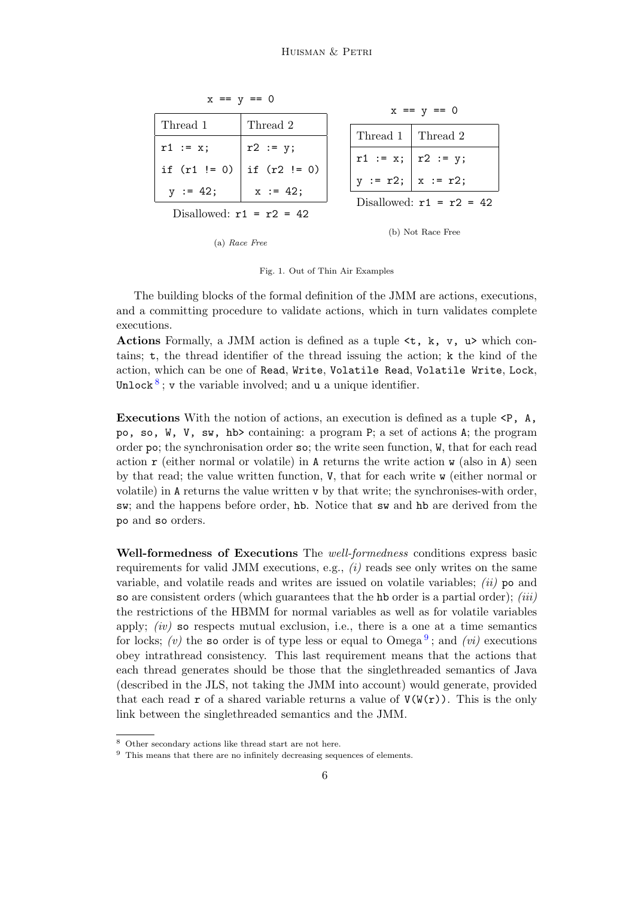x == y == 0

| Thread 1 | Thread 2 |
|---|---|
| r1 := x; | r2 := y; |
| if (r1 != 0) | if (r2 != 0) |
| y := 42; | x := 42; |

Disallowed: r1 = r2 = 42

(a) *Race Free*

x == y == 0

| Thread 1 | Thread 2 |
|---|---|
| r1 := x; | r2 := y; |
| y := r2; | x := r2; |

Disallowed: r1 = r2 = 42

(b) Not Race Free

Fig. 1. Out of Thin Air Examples

The building blocks of the formal definition of the JMM are actions, executions, and a committing procedure to validate actions, which in turn validates complete executions.

**Actions** Formally, a JMM action is defined as a tuple `<t, k, v, u>` which contains; `t`, the thread identifier of the thread issuing the action; `k` the kind of the action, which can be one of `Read`, `Write`, `Volatile Read`, `Volatile Write`, `Lock`, `Unlock`[8]; `v` the variable involved; and `u` a unique identifier.

**Executions** With the notion of actions, an execution is defined as a tuple `<P, A, po, so, W, V, sw, hb>` containing: a program `P`; a set of actions `A`; the program order `po`; the synchronisation order `so`; the write seen function, `W`, that for each read action `r` (either normal or volatile) in `A` returns the write action `w` (also in `A`) seen by that read; the value written function, `V`, that for each write `w` (either normal or volatile) in `A` returns the value written `v` by that write; the synchronises-with order, `sw`; and the happens before order, `hb`. Notice that `sw` and `hb` are derived from the `po` and `so` orders.

**Well-formedness of Executions** The *well-formedness* conditions express basic requirements for valid JMM executions, e.g., *(i)* reads see only writes on the same variable, and volatile reads and writes are issued on volatile variables; *(ii)* `po` and `so` are consistent orders (which guarantees that the `hb` order is a partial order); *(iii)* the restrictions of the HBMM for normal variables as well as for volatile variables apply; *(iv)* `so` respects mutual exclusion, i.e., there is a one at a time semantics for locks; *(v)* the `so` order is of type less or equal to Omega[9]; and *(vi)* executions obey intrathread consistency. This last requirement means that the actions that each thread generates should be those that the singlethreaded semantics of Java (described in the JLS, not taking the JMM into account) would generate, provided that each read `r` of a shared variable returns a value of `V(W(r))`. This is the only link between the singlethreaded semantics and the JMM.

[8] Other secondary actions like thread start are not here.

[9] This means that there are no infinitely decreasing sequences of elements.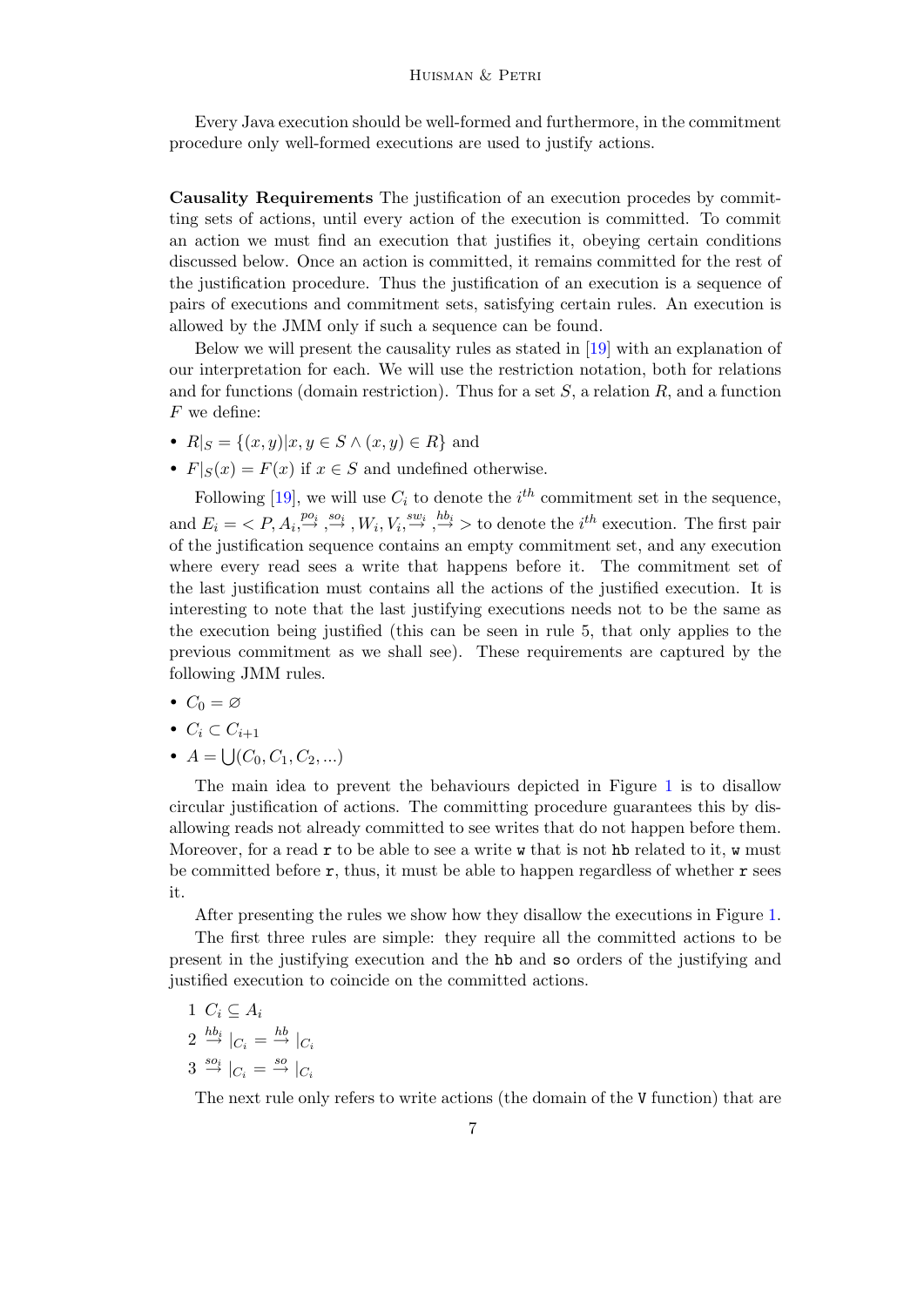Every Java execution should be well-formed and furthermore, in the commitment procedure only well-formed executions are used to justify actions.

**Causality Requirements** The justification of an execution procedes by committing sets of actions, until every action of the execution is committed. To commit an action we must find an execution that justifies it, obeying certain conditions discussed below. Once an action is committed, it remains committed for the rest of the justification procedure. Thus the justification of an execution is a sequence of pairs of executions and commitment sets, satisfying certain rules. An execution is allowed by the JMM only if such a sequence can be found.

Below we will present the causality rules as stated in [19] with an explanation of our interpretation for each. We will use the restriction notation, both for relations and for functions (domain restriction). Thus for a set $S$, a relation $R$, and a function $F$ we define:

- $R|_S = \{(x, y) | x, y \in S \wedge (x, y) \in R\}$ and
- $F|_S(x) = F(x)$ if $x \in S$ and undefined otherwise.

Following [19], we will use $C_i$ to denote the $i^{th}$ commitment set in the sequence, and $E_i = < P, A_i, \stackrel{po_i}{\rightarrow}, \stackrel{so_i}{\rightarrow}, W_i, V_i, \stackrel{sw_i}{\rightarrow}, \stackrel{hb_i}{\rightarrow} >$ to denote the $i^{th}$ execution. The first pair of the justification sequence contains an empty commitment set, and any execution where every read sees a write that happens before it. The commitment set of the last justification must contains all the actions of the justified execution. It is interesting to note that the last justifying executions needs not to be the same as the execution being justified (this can be seen in rule 5, that only applies to the previous commitment as we shall see). These requirements are captured by the following JMM rules.

- $C_0 = \varnothing$
- $C_i \subset C_{i+1}$
- $A = \bigcup(C_0, C_1, C_2, ...)$

The main idea to prevent the behaviours depicted in Figure 1 is to disallow circular justification of actions. The committing procedure guarantees this by disallowing reads not already committed to see writes that do not happen before them. Moreover, for a read `r` to be able to see a write `w` that is not `hb` related to it, `w` must be committed before `r`, thus, it must be able to happen regardless of whether `r` sees it.

After presenting the rules we show how they disallow the executions in Figure 1.

The first three rules are simple: they require all the committed actions to be present in the justifying execution and the `hb` and `so` orders of the justifying and justified execution to coincide on the committed actions.

1. $C_i \subseteq A_i$
2. $\stackrel{hb_i}{\rightarrow} |_{C_i} = \stackrel{hb}{\rightarrow} |_{C_i}$
3. $\stackrel{so_i}{\rightarrow} |_{C_i} = \stackrel{so}{\rightarrow} |_{C_i}$

The next rule only refers to write actions (the domain of the `V` function) that are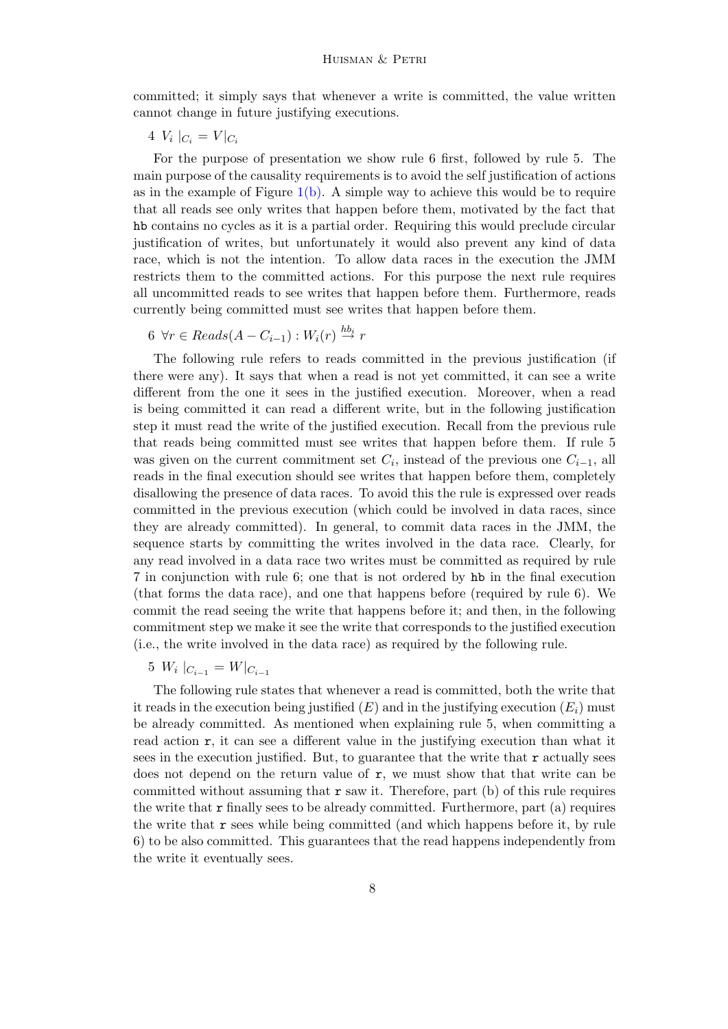committed; it simply says that whenever a write is committed, the value written cannot change in future justifying executions.

4 $V_i\mid_{C_i} = V|_{C_i}$

For the purpose of presentation we show rule 6 first, followed by rule 5. The main purpose of the causality requirements is to avoid the self justification of actions as in the example of Figure 1(b). A simple way to achieve this would be to require that all reads see only writes that happen before them, motivated by the fact that `hb` contains no cycles as it is a partial order. Requiring this would preclude circular justification of writes, but unfortunately it would also prevent any kind of data race, which is not the intention. To allow data races in the execution the JMM restricts them to the committed actions. For this purpose the next rule requires all uncommitted reads to see writes that happen before them. Furthermore, reads currently being committed must see writes that happen before them.

6 $\forall r \in \mathit{Reads}(A - C_{i-1}) : W_i(r) \overset{hb_i}{\to} r$

The following rule refers to reads committed in the previous justification (if there were any). It says that when a read is not yet committed, it can see a write different from the one it sees in the justified execution. Moreover, when a read is being committed it can read a different write, but in the following justification step it must read the write of the justified execution. Recall from the previous rule that reads being committed must see writes that happen before them. If rule 5 was given on the current commitment set $C_i$, instead of the previous one $C_{i-1}$, all reads in the final execution should see writes that happen before them, completely disallowing the presence of data races. To avoid this the rule is expressed over reads committed in the previous execution (which could be involved in data races, since they are already committed). In general, to commit data races in the JMM, the sequence starts by committing the writes involved in the data race. Clearly, for any read involved in a data race two writes must be committed as required by rule 7 in conjunction with rule 6; one that is not ordered by `hb` in the final execution (that forms the data race), and one that happens before (required by rule 6). We commit the read seeing the write that happens before it; and then, in the following commitment step we make it see the write that corresponds to the justified execution (i.e., the write involved in the data race) as required by the following rule.

5 $W_i\mid_{C_{i-1}} = W|_{C_{i-1}}$

The following rule states that whenever a read is committed, both the write that it reads in the execution being justified ($E$) and in the justifying execution ($E_i$) must be already committed. As mentioned when explaining rule 5, when committing a read action `r`, it can see a different value in the justifying execution than what it sees in the execution justified. But, to guarantee that the write that `r` actually sees does not depend on the return value of `r`, we must show that that write can be committed without assuming that `r` saw it. Therefore, part (b) of this rule requires the write that `r` finally sees to be already committed. Furthermore, part (a) requires the write that `r` sees while being committed (and which happens before it, by rule 6) to be also committed. This guarantees that the read happens independently from the write it eventually sees.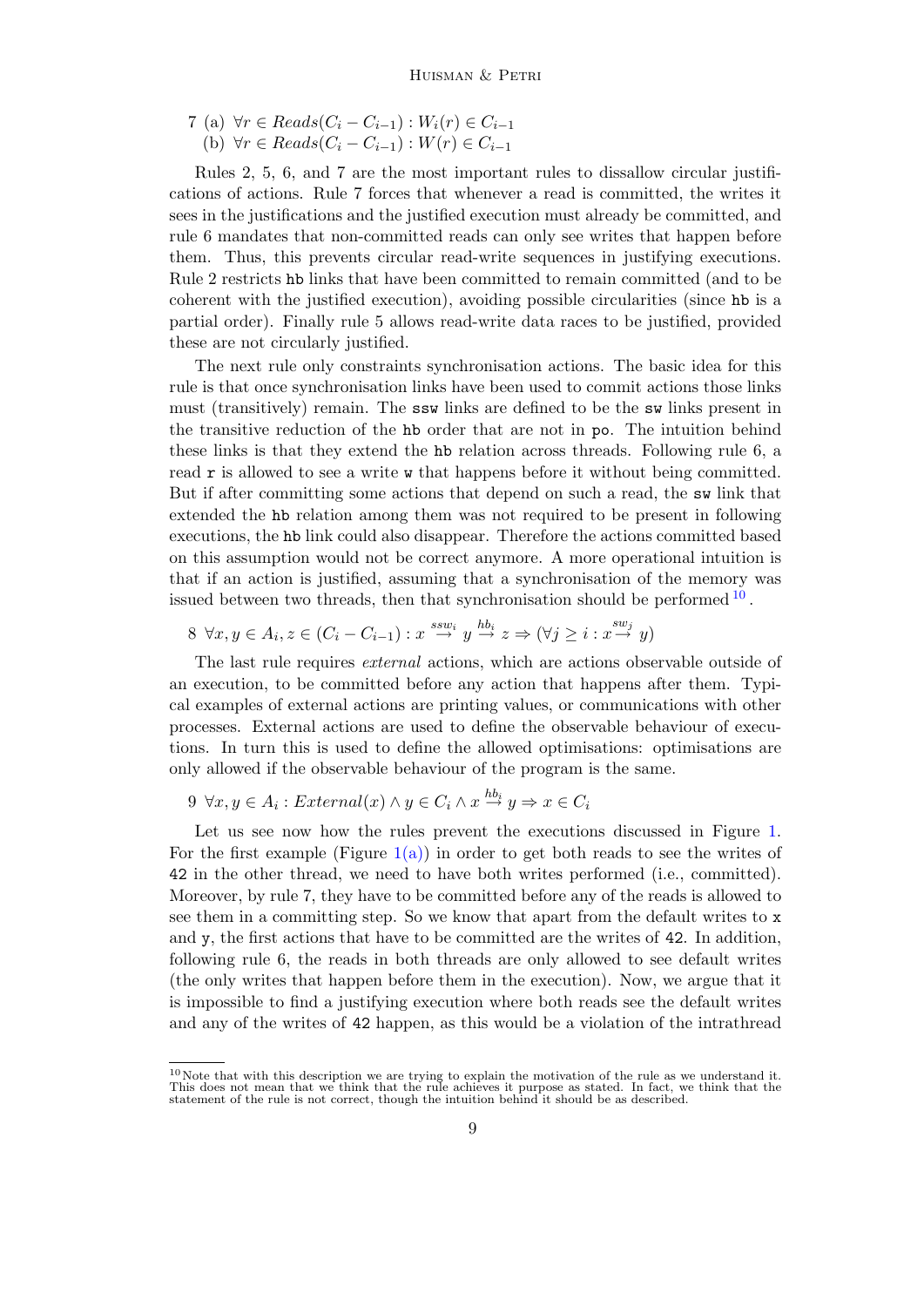7 (a) $\forall r \in Reads(C_i - C_{i-1}) : W_i(r) \in C_{i-1}$
  (b) $\forall r \in Reads(C_i - C_{i-1}) : W(r) \in C_{i-1}$

Rules 2, 5, 6, and 7 are the most important rules to dissallow circular justifications of actions. Rule 7 forces that whenever a read is committed, the writes it sees in the justifications and the justified execution must already be committed, and rule 6 mandates that non-committed reads can only see writes that happen before them. Thus, this prevents circular read-write sequences in justifying executions. Rule 2 restricts `hb` links that have been committed to remain committed (and to be coherent with the justified execution), avoiding possible circularities (since `hb` is a partial order). Finally rule 5 allows read-write data races to be justified, provided these are not circularly justified.

The next rule only constraints synchronisation actions. The basic idea for this rule is that once synchronisation links have been used to commit actions those links must (transitively) remain. The `ssw` links are defined to be the `sw` links present in the transitive reduction of the `hb` order that are not in `po`. The intuition behind these links is that they extend the `hb` relation across threads. Following rule 6, a read `r` is allowed to see a write `w` that happens before it without being committed. But if after committing some actions that depend on such a read, the `sw` link that extended the `hb` relation among them was not required to be present in following executions, the `hb` link could also disappear. Therefore the actions committed based on this assumption would not be correct anymore. A more operational intuition is that if an action is justified, assuming that a synchronisation of the memory was issued between two threads, then that synchronisation should be performed[10].

8 $\forall x, y \in A_i, z \in (C_i - C_{i-1}) : x \overset{ssw_i}{\rightarrow} y \overset{hb_i}{\rightarrow} z \Rightarrow (\forall j \geq i : x \overset{sw_j}{\rightarrow} y)$

The last rule requires *external* actions, which are actions observable outside of an execution, to be committed before any action that happens after them. Typical examples of external actions are printing values, or communications with other processes. External actions are used to define the observable behaviour of executions. In turn this is used to define the allowed optimisations: optimisations are only allowed if the observable behaviour of the program is the same.

9 $\forall x, y \in A_i : External(x) \wedge y \in C_i \wedge x \overset{hb_i}{\rightarrow} y \Rightarrow x \in C_i$

Let us see now how the rules prevent the executions discussed in Figure 1. For the first example (Figure 1(a)) in order to get both reads to see the writes of `42` in the other thread, we need to have both writes performed (i.e., committed). Moreover, by rule 7, they have to be committed before any of the reads is allowed to see them in a committing step. So we know that apart from the default writes to `x` and `y`, the first actions that have to be committed are the writes of `42`. In addition, following rule 6, the reads in both threads are only allowed to see default writes (the only writes that happen before them in the execution). Now, we argue that it is impossible to find a justifying execution where both reads see the default writes and any of the writes of `42` happen, as this would be a violation of the intrathread

[10] Note that with this description we are trying to explain the motivation of the rule as we understand it. This does not mean that we think that the rule achieves it purpose as stated. In fact, we think that the statement of the rule is not correct, though the intuition behind it should be as described.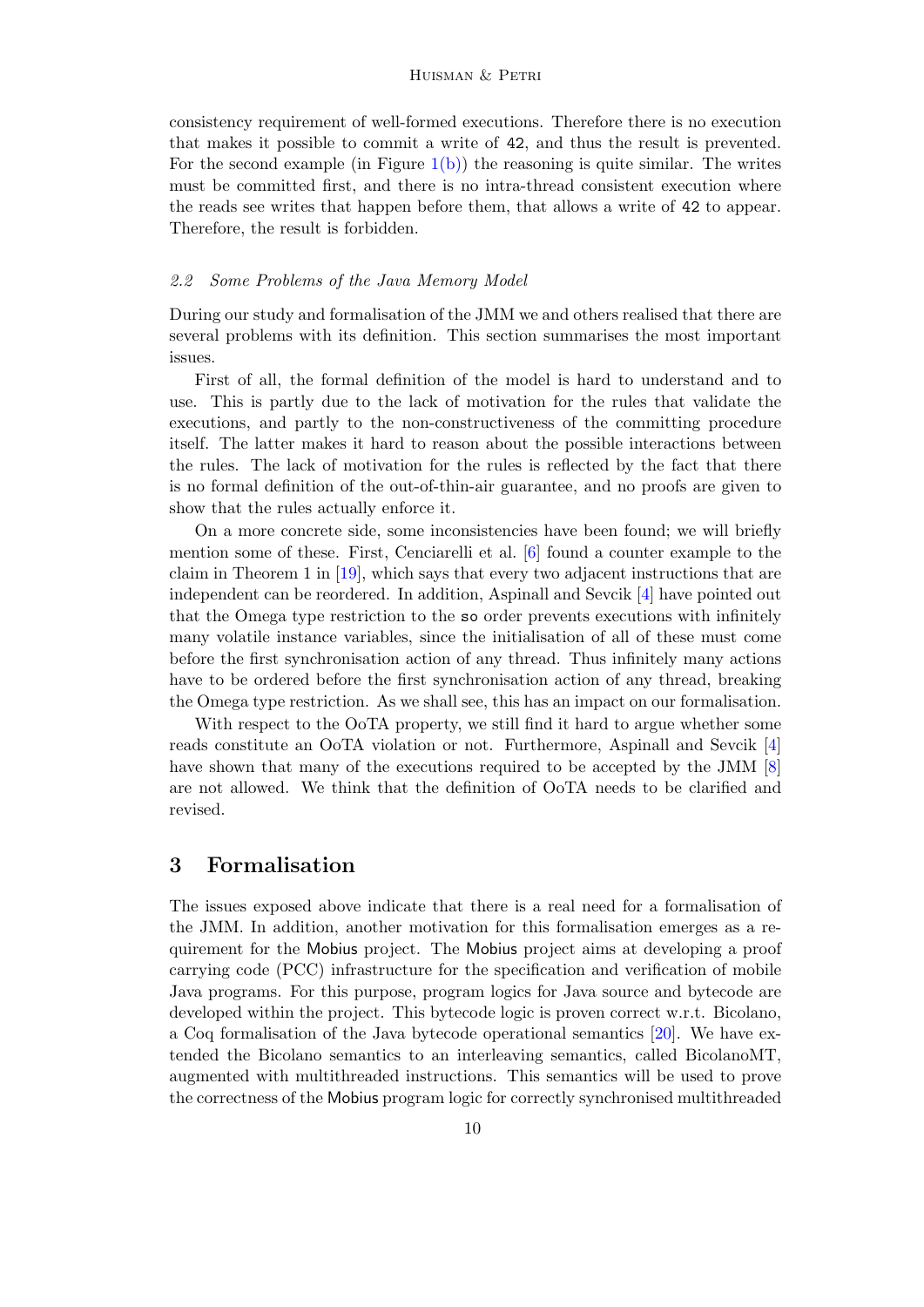consistency requirement of well-formed executions. Therefore there is no execution that makes it possible to commit a write of 42, and thus the result is prevented. For the second example (in Figure 1(b)) the reasoning is quite similar. The writes must be committed first, and there is no intra-thread consistent execution where the reads see writes that happen before them, that allows a write of 42 to appear. Therefore, the result is forbidden.

### *2.2 Some Problems of the Java Memory Model*

During our study and formalisation of the JMM we and others realised that there are several problems with its definition. This section summarises the most important issues.

First of all, the formal definition of the model is hard to understand and to use. This is partly due to the lack of motivation for the rules that validate the executions, and partly to the non-constructiveness of the committing procedure itself. The latter makes it hard to reason about the possible interactions between the rules. The lack of motivation for the rules is reflected by the fact that there is no formal definition of the out-of-thin-air guarantee, and no proofs are given to show that the rules actually enforce it.

On a more concrete side, some inconsistencies have been found; we will briefly mention some of these. First, Cenciarelli et al. [6] found a counter example to the claim in Theorem 1 in [19], which says that every two adjacent instructions that are independent can be reordered. In addition, Aspinall and Sevcik [4] have pointed out that the Omega type restriction to the `so` order prevents executions with infinitely many volatile instance variables, since the initialisation of all of these must come before the first synchronisation action of any thread. Thus infinitely many actions have to be ordered before the first synchronisation action of any thread, breaking the Omega type restriction. As we shall see, this has an impact on our formalisation.

With respect to the OoTA property, we still find it hard to argue whether some reads constitute an OoTA violation or not. Furthermore, Aspinall and Sevcik [4] have shown that many of the executions required to be accepted by the JMM [8] are not allowed. We think that the definition of OoTA needs to be clarified and revised.

## 3 Formalisation

The issues exposed above indicate that there is a real need for a formalisation of the JMM. In addition, another motivation for this formalisation emerges as a requirement for the Mobius project. The Mobius project aims at developing a proof carrying code (PCC) infrastructure for the specification and verification of mobile Java programs. For this purpose, program logics for Java source and bytecode are developed within the project. This bytecode logic is proven correct w.r.t. Bicolano, a Coq formalisation of the Java bytecode operational semantics [20]. We have extended the Bicolano semantics to an interleaving semantics, called BicolanoMT, augmented with multithreaded instructions. This semantics will be used to prove the correctness of the Mobius program logic for correctly synchronised multithreaded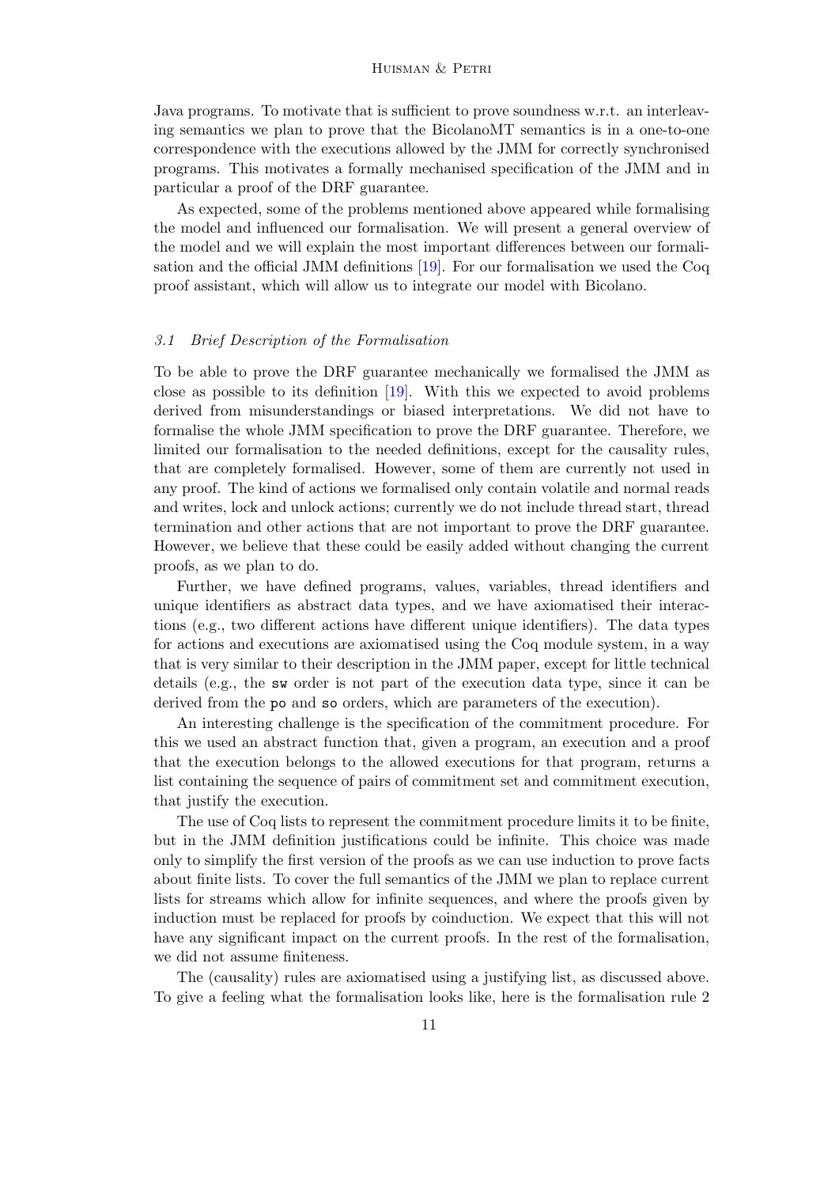Java programs. To motivate that is sufficient to prove soundness w.r.t. an interleaving semantics we plan to prove that the BicolanoMT semantics is in a one-to-one correspondence with the executions allowed by the JMM for correctly synchronised programs. This motivates a formally mechanised specification of the JMM and in particular a proof of the DRF guarantee.

As expected, some of the problems mentioned above appeared while formalising the model and influenced our formalisation. We will present a general overview of the model and we will explain the most important differences between our formalisation and the official JMM definitions [19]. For our formalisation we used the Coq proof assistant, which will allow us to integrate our model with Bicolano.

### *3.1 Brief Description of the Formalisation*

To be able to prove the DRF guarantee mechanically we formalised the JMM as close as possible to its definition [19]. With this we expected to avoid problems derived from misunderstandings or biased interpretations. We did not have to formalise the whole JMM specification to prove the DRF guarantee. Therefore, we limited our formalisation to the needed definitions, except for the causality rules, that are completely formalised. However, some of them are currently not used in any proof. The kind of actions we formalised only contain volatile and normal reads and writes, lock and unlock actions; currently we do not include thread start, thread termination and other actions that are not important to prove the DRF guarantee. However, we believe that these could be easily added without changing the current proofs, as we plan to do.

Further, we have defined programs, values, variables, thread identifiers and unique identifiers as abstract data types, and we have axiomatised their interactions (e.g., two different actions have different unique identifiers). The data types for actions and executions are axiomatised using the Coq module system, in a way that is very similar to their description in the JMM paper, except for little technical details (e.g., the `sw` order is not part of the execution data type, since it can be derived from the `po` and `so` orders, which are parameters of the execution).

An interesting challenge is the specification of the commitment procedure. For this we used an abstract function that, given a program, an execution and a proof that the execution belongs to the allowed executions for that program, returns a list containing the sequence of pairs of commitment set and commitment execution, that justify the execution.

The use of Coq lists to represent the commitment procedure limits it to be finite, but in the JMM definition justifications could be infinite. This choice was made only to simplify the first version of the proofs as we can use induction to prove facts about finite lists. To cover the full semantics of the JMM we plan to replace current lists for streams which allow for infinite sequences, and where the proofs given by induction must be replaced for proofs by coinduction. We expect that this will not have any significant impact on the current proofs. In the rest of the formalisation, we did not assume finiteness.

The (causality) rules are axiomatised using a justifying list, as discussed above. To give a feeling what the formalisation looks like, here is the formalisation rule 2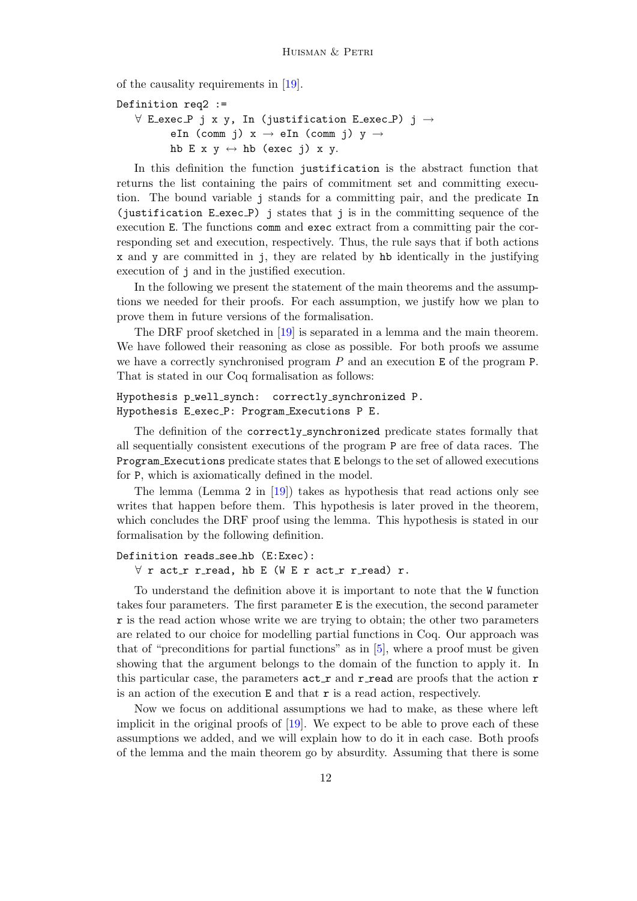of the causality requirements in [19].

```
Definition req2 :=
  ∀ E_exec_P j x y, In (justification E_exec_P) j →
        eIn (comm j) x → eIn (comm j) y →
        hb E x y ↔ hb (exec j) x y.
```

In this definition the function `justification` is the abstract function that returns the list containing the pairs of commitment set and committing execution. The bound variable `j` stands for a committing pair, and the predicate `In (justification E_exec_P) j` states that `j` is in the committing sequence of the execution `E`. The functions `comm` and `exec` extract from a committing pair the corresponding set and execution, respectively. Thus, the rule says that if both actions `x` and `y` are committed in `j`, they are related by `hb` identically in the justifying execution of `j` and in the justified execution.

In the following we present the statement of the main theorems and the assumptions we needed for their proofs. For each assumption, we justify how we plan to prove them in future versions of the formalisation.

The DRF proof sketched in [19] is separated in a lemma and the main theorem. We have followed their reasoning as close as possible. For both proofs we assume we have a correctly synchronised program $P$ and an execution `E` of the program `P`. That is stated in our Coq formalisation as follows:

```
Hypothesis p_well_synch:  correctly_synchronized P.
Hypothesis E_exec_P: Program_Executions P E.
```

The definition of the `correctly_synchronized` predicate states formally that all sequentially consistent executions of the program `P` are free of data races. The `Program_Executions` predicate states that `E` belongs to the set of allowed executions for `P`, which is axiomatically defined in the model.

The lemma (Lemma 2 in [19]) takes as hypothesis that read actions only see writes that happen before them. This hypothesis is later proved in the theorem, which concludes the DRF proof using the lemma. This hypothesis is stated in our formalisation by the following definition.

```
Definition reads_see_hb (E:Exec):
  ∀ r act_r r_read, hb E (W E r act_r r_read) r.
```

To understand the definition above it is important to note that the `W` function takes four parameters. The first parameter `E` is the execution, the second parameter `r` is the read action whose write we are trying to obtain; the other two parameters are related to our choice for modelling partial functions in Coq. Our approach was that of "preconditions for partial functions" as in [5], where a proof must be given showing that the argument belongs to the domain of the function to apply it. In this particular case, the parameters `act_r` and `r_read` are proofs that the action `r` is an action of the execution `E` and that `r` is a read action, respectively.

Now we focus on additional assumptions we had to make, as these where left implicit in the original proofs of [19]. We expect to be able to prove each of these assumptions we added, and we will explain how to do it in each case. Both proofs of the lemma and the main theorem go by absurdity. Assuming that there is some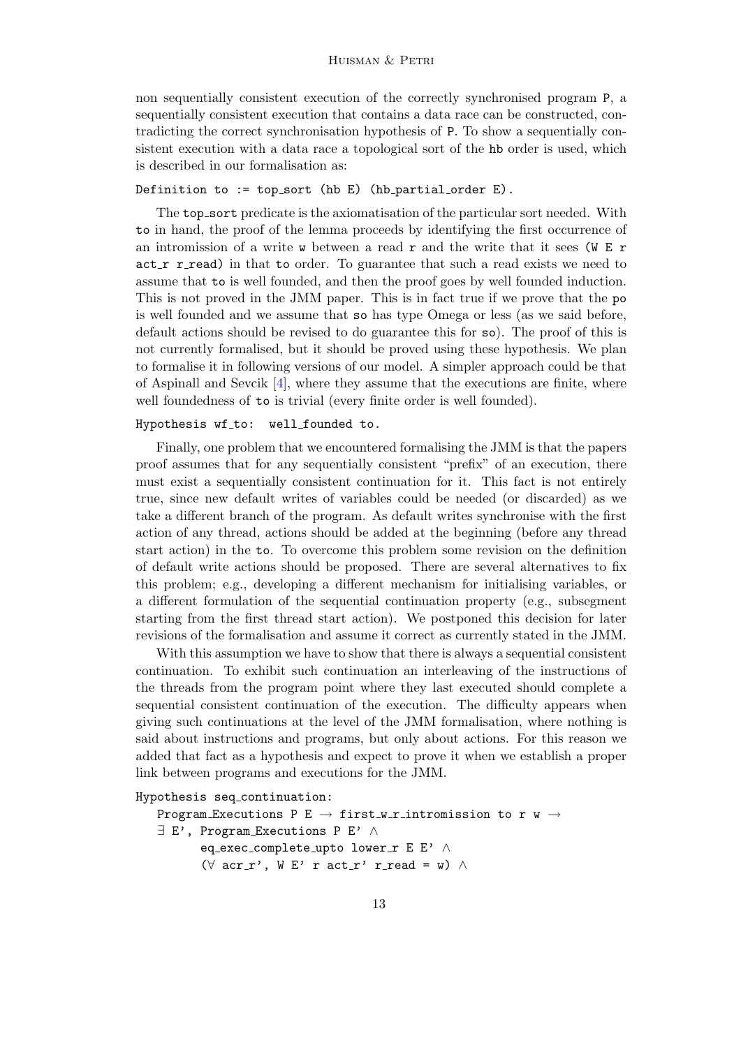non sequentially consistent execution of the correctly synchronised program P, a sequentially consistent execution that contains a data race can be constructed, contradicting the correct synchronisation hypothesis of P. To show a sequentially consistent execution with a data race a topological sort of the hb order is used, which is described in our formalisation as:

```
Definition to := top_sort (hb E) (hb_partial_order E).
```

The top_sort predicate is the axiomatisation of the particular sort needed. With to in hand, the proof of the lemma proceeds by identifying the first occurrence of an intromission of a write w between a read r and the write that it sees (W E r act_r r_read) in that to order. To guarantee that such a read exists we need to assume that to is well founded, and then the proof goes by well founded induction. This is not proved in the JMM paper. This is in fact true if we prove that the po is well founded and we assume that so has type Omega or less (as we said before, default actions should be revised to do guarantee this for so). The proof of this is not currently formalised, but it should be proved using these hypothesis. We plan to formalise it in following versions of our model. A simpler approach could be that of Aspinall and Sevcik [4], where they assume that the executions are finite, where well foundedness of to is trivial (every finite order is well founded).

```
Hypothesis wf_to:  well_founded to.
```

Finally, one problem that we encountered formalising the JMM is that the papers proof assumes that for any sequentially consistent "prefix" of an execution, there must exist a sequentially consistent continuation for it. This fact is not entirely true, since new default writes of variables could be needed (or discarded) as we take a different branch of the program. As default writes synchronise with the first action of any thread, actions should be added at the beginning (before any thread start action) in the to. To overcome this problem some revision on the definition of default write actions should be proposed. There are several alternatives to fix this problem; e.g., developing a different mechanism for initialising variables, or a different formulation of the sequential continuation property (e.g., subsegment starting from the first thread start action). We postponed this decision for later revisions of the formalisation and assume it correct as currently stated in the JMM.

With this assumption we have to show that there is always a sequential consistent continuation. To exhibit such continuation an interleaving of the instructions of the threads from the program point where they last executed should complete a sequential consistent continuation of the execution. The difficulty appears when giving such continuations at the level of the JMM formalisation, where nothing is said about instructions and programs, but only about actions. For this reason we added that fact as a hypothesis and expect to prove it when we establish a proper link between programs and executions for the JMM.

```
Hypothesis seq_continuation:
   Program_Executions P E → first_w_r_intromission to r w →
   ∃ E', Program_Executions P E' ∧
         eq_exec_complete_upto lower_r E E' ∧
         (∀ acr_r', W E' r act_r' r_read = w) ∧
```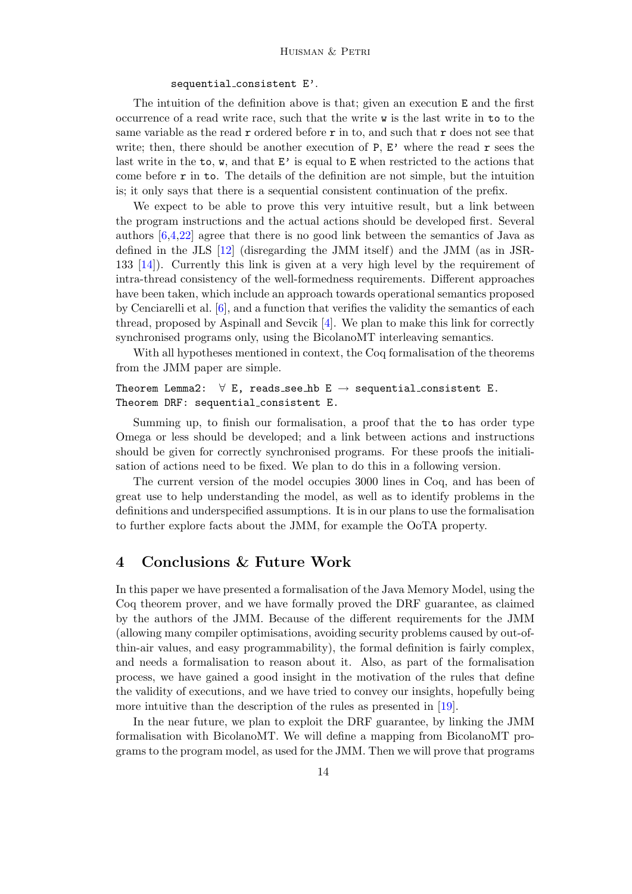```
sequential_consistent E'.
```

The intuition of the definition above is that; given an execution `E` and the first occurrence of a read write race, such that the write `w` is the last write in `to` to the same variable as the read `r` ordered before `r` in to, and such that `r` does not see that write; then, there should be another execution of `P`, `E'` where the read `r` sees the last write in the `to`, `w`, and that `E'` is equal to `E` when restricted to the actions that come before `r` in `to`. The details of the definition are not simple, but the intuition is; it only says that there is a sequential consistent continuation of the prefix.

We expect to be able to prove this very intuitive result, but a link between the program instructions and the actual actions should be developed first. Several authors [6,4,22] agree that there is no good link between the semantics of Java as defined in the JLS [12] (disregarding the JMM itself) and the JMM (as in JSR-133 [14]). Currently this link is given at a very high level by the requirement of intra-thread consistency of the well-formedness requirements. Different approaches have been taken, which include an approach towards operational semantics proposed by Cenciarelli et al. [6], and a function that verifies the validity the semantics of each thread, proposed by Aspinall and Sevcik [4]. We plan to make this link for correctly synchronised programs only, using the BicolanoMT interleaving semantics.

With all hypotheses mentioned in context, the Coq formalisation of the theorems from the JMM paper are simple.

```
Theorem Lemma2:  ∀ E, reads_see_hb E → sequential_consistent E.
Theorem DRF: sequential_consistent E.
```

Summing up, to finish our formalisation, a proof that the `to` has order type Omega or less should be developed; and a link between actions and instructions should be given for correctly synchronised programs. For these proofs the initialisation of actions need to be fixed. We plan to do this in a following version.

The current version of the model occupies 3000 lines in Coq, and has been of great use to help understanding the model, as well as to identify problems in the definitions and underspecified assumptions. It is in our plans to use the formalisation to further explore facts about the JMM, for example the OoTA property.

## 4 Conclusions & Future Work

In this paper we have presented a formalisation of the Java Memory Model, using the Coq theorem prover, and we have formally proved the DRF guarantee, as claimed by the authors of the JMM. Because of the different requirements for the JMM (allowing many compiler optimisations, avoiding security problems caused by out-of-thin-air values, and easy programmability), the formal definition is fairly complex, and needs a formalisation to reason about it. Also, as part of the formalisation process, we have gained a good insight in the motivation of the rules that define the validity of executions, and we have tried to convey our insights, hopefully being more intuitive than the description of the rules as presented in [19].

In the near future, we plan to exploit the DRF guarantee, by linking the JMM formalisation with BicolanoMT. We will define a mapping from BicolanoMT programs to the program model, as used for the JMM. Then we will prove that programs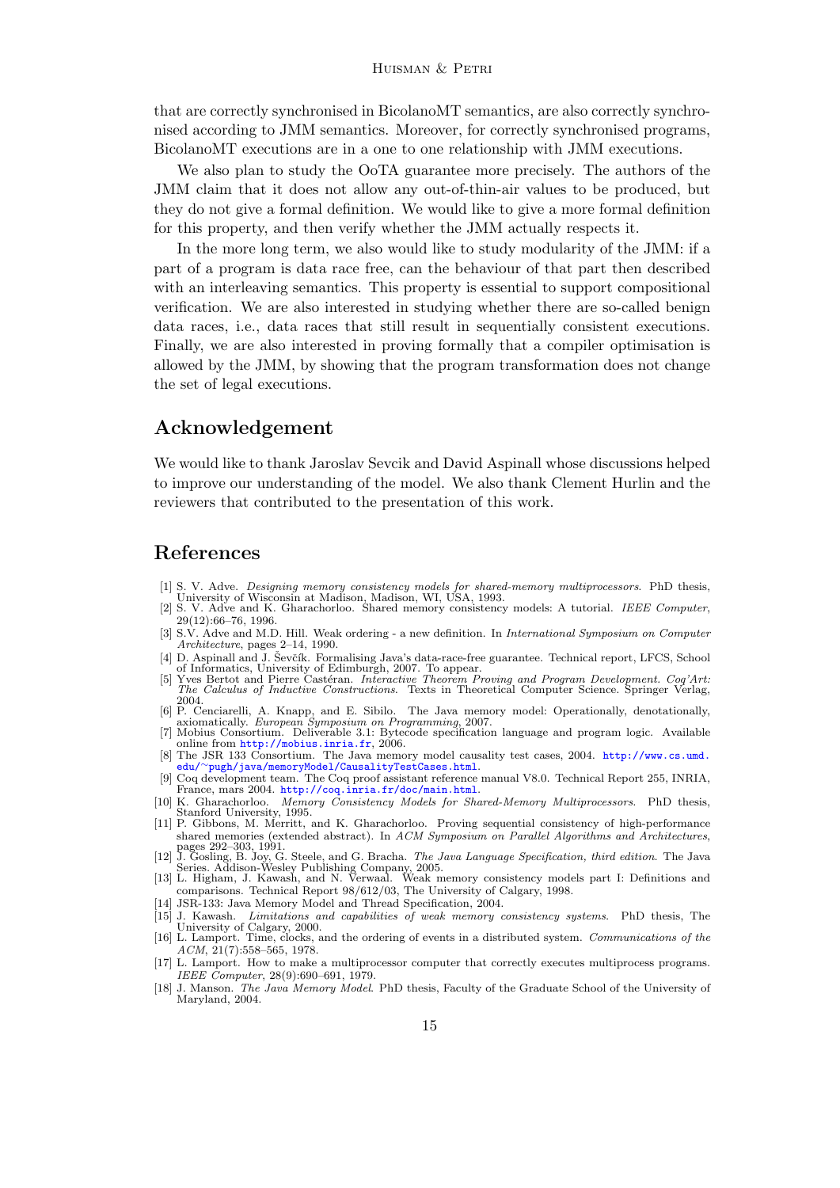that are correctly synchronised in BicolanoMT semantics, are also correctly synchronised according to JMM semantics. Moreover, for correctly synchronised programs, BicolanoMT executions are in a one to one relationship with JMM executions.

We also plan to study the OoTA guarantee more precisely. The authors of the JMM claim that it does not allow any out-of-thin-air values to be produced, but they do not give a formal definition. We would like to give a more formal definition for this property, and then verify whether the JMM actually respects it.

In the more long term, we also would like to study modularity of the JMM: if a part of a program is data race free, can the behaviour of that part then described with an interleaving semantics. This property is essential to support compositional verification. We are also interested in studying whether there are so-called benign data races, i.e., data races that still result in sequentially consistent executions. Finally, we are also interested in proving formally that a compiler optimisation is allowed by the JMM, by showing that the program transformation does not change the set of legal executions.

## Acknowledgement

We would like to thank Jaroslav Sevcik and David Aspinall whose discussions helped to improve our understanding of the model. We also thank Clement Hurlin and the reviewers that contributed to the presentation of this work.

## References

[1] S. V. Adve. *Designing memory consistency models for shared-memory multiprocessors*. PhD thesis, University of Wisconsin at Madison, Madison, WI, USA, 1993.

[2] S. V. Adve and K. Gharachorloo. Shared memory consistency models: A tutorial. *IEEE Computer*, 29(12):66–76, 1996.

[3] S.V. Adve and M.D. Hill. Weak ordering - a new definition. In *International Symposium on Computer Architecture*, pages 2–14, 1990.

[4] D. Aspinall and J. Ševčík. Formalising Java's data-race-free guarantee. Technical report, LFCS, School of Informatics, University of Edimburgh, 2007. To appear.

[5] Yves Bertot and Pierre Castéran. *Interactive Theorem Proving and Program Development. Coq'Art: The Calculus of Inductive Constructions*. Texts in Theoretical Computer Science. Springer Verlag, 2004.

[6] P. Cenciarelli, A. Knapp, and E. Sibilo. The Java memory model: Operationally, denotationally, axiomatically. *European Symposium on Programming*, 2007.

[7] Mobius Consortium. Deliverable 3.1: Bytecode specification language and program logic. Available online from http://mobius.inria.fr, 2006.

[8] The JSR 133 Consortium. The Java memory model causality test cases, 2004. http://www.cs.umd.edu/~pugh/java/memoryModel/CausalityTestCases.html.

[9] Coq development team. The Coq proof assistant reference manual V8.0. Technical Report 255, INRIA, France, mars 2004. http://coq.inria.fr/doc/main.html.

[10] K. Gharachorloo. *Memory Consistency Models for Shared-Memory Multiprocessors*. PhD thesis, Stanford University, 1995.

[11] P. Gibbons, M. Merritt, and K. Gharachorloo. Proving sequential consistency of high-performance shared memories (extended abstract). In *ACM Symposium on Parallel Algorithms and Architectures*, pages 292–303, 1991.

[12] J. Gosling, B. Joy, G. Steele, and G. Bracha. *The Java Language Specification, third edition*. The Java Series. Addison-Wesley Publishing Company, 2005.

[13] L. Higham, J. Kawash, and N. Verwaal. Weak memory consistency models part I: Definitions and comparisons. Technical Report 98/612/03, The University of Calgary, 1998.

[14] JSR-133: Java Memory Model and Thread Specification, 2004.

[15] J. Kawash. *Limitations and capabilities of weak memory consistency systems*. PhD thesis, The University of Calgary, 2000.

[16] L. Lamport. Time, clocks, and the ordering of events in a distributed system. *Communications of the ACM*, 21(7):558–565, 1978.

[17] L. Lamport. How to make a multiprocessor computer that correctly executes multiprocess programs. *IEEE Computer*, 28(9):690–691, 1979.

[18] J. Manson. *The Java Memory Model*. PhD thesis, Faculty of the Graduate School of the University of Maryland, 2004.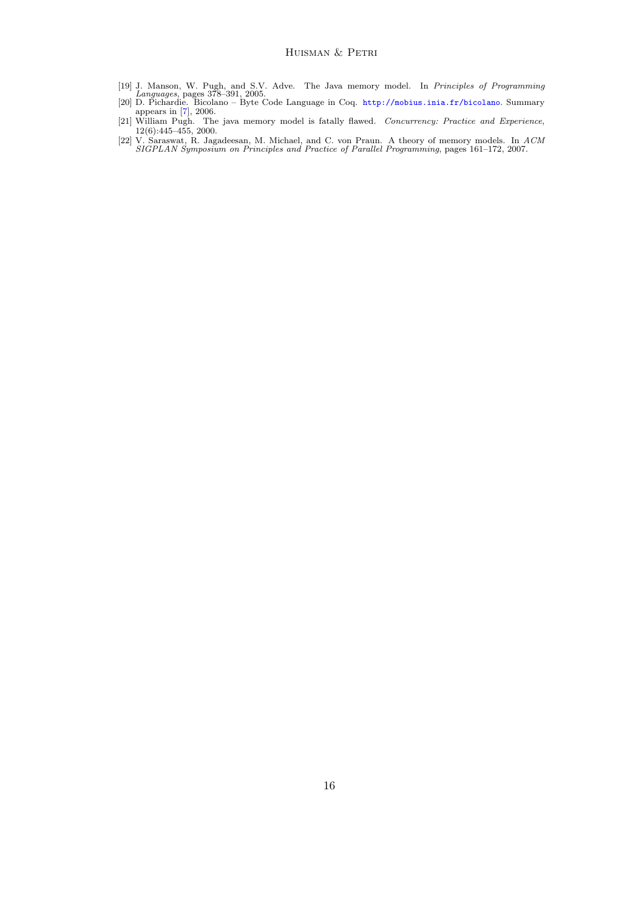[19] J. Manson, W. Pugh, and S.V. Adve. The Java memory model. In *Principles of Programming Languages*, pages 378–391, 2005.

[20] D. Pichardie. Bicolano – Byte Code Language in Coq. http://mobius.inia.fr/bicolano. Summary appears in [7], 2006.

[21] William Pugh. The java memory model is fatally flawed. *Concurrency: Practice and Experience*, 12(6):445–455, 2000.

[22] V. Saraswat, R. Jagadeesan, M. Michael, and C. von Praun. A theory of memory models. In *ACM SIGPLAN Symposium on Principles and Practice of Parallel Programming*, pages 161–172, 2007.